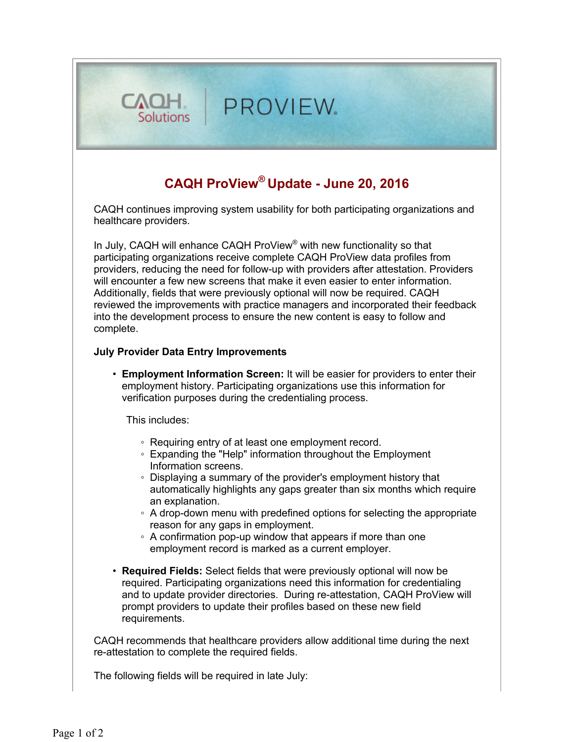# CAQH ProView® Update - June 20, 2016

CAQH continues improving system usability for both participating organizations and healthcare providers.

In July, CAQH will enhance CAQH ProView® with new functionality so that participating organizations receive complete CAQH ProView data profiles from providers, reducing the need for follow-up with providers after attestation. Providers will encounter a few new screens that make it even easier to enter information. Additionally, fields that were previously optional will now be required. CAQH reviewed the improvements with practice managers and incorporated their feedback into the development process to ensure the new content is easy to follow and complete.

**July Provider Data Entry Improvements**

- **Employment Information Screen:** It will be easier for providers to enter their employment history. Participating organizations use this information for verification purposes during the credentialing process.

  This includes:

  - Requiring entry of at least one employment record.
  - Expanding the "Help" information throughout the Employment Information screens.
  - Displaying a summary of the provider's employment history that automatically highlights any gaps greater than six months which require an explanation.
  - A drop-down menu with predefined options for selecting the appropriate reason for any gaps in employment.
  - A confirmation pop-up window that appears if more than one employment record is marked as a current employer.

- **Required Fields:** Select fields that were previously optional will now be required. Participating organizations need this information for credentialing and to update provider directories. During re-attestation, CAQH ProView will prompt providers to update their profiles based on these new field requirements.

CAQH recommends that healthcare providers allow additional time during the next re-attestation to complete the required fields.

The following fields will be required in late July: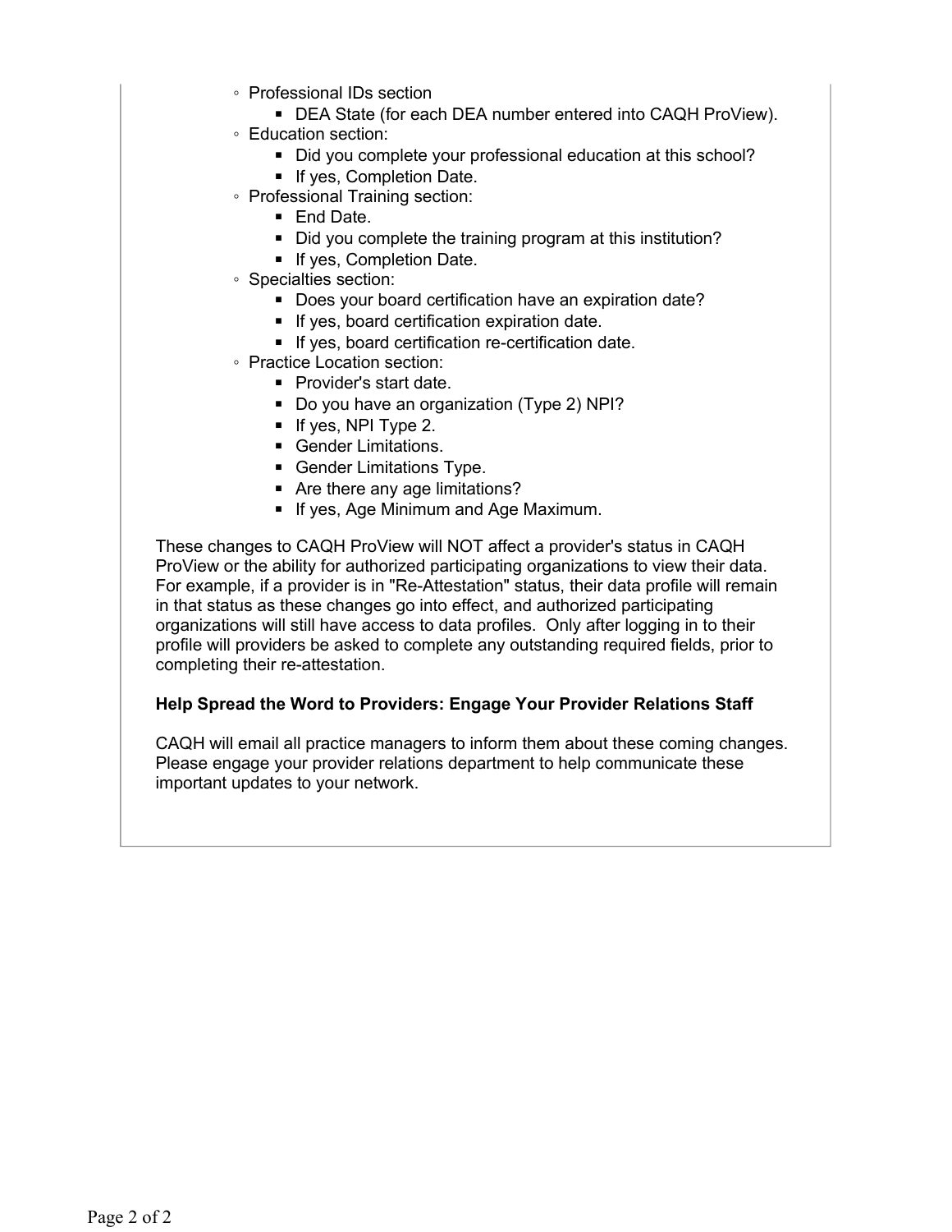- Professional IDs section
  - DEA State (for each DEA number entered into CAQH ProView).
- Education section:
  - Did you complete your professional education at this school?
  - If yes, Completion Date.
- Professional Training section:
  - End Date.
  - Did you complete the training program at this institution?
  - If yes, Completion Date.
- Specialties section:
  - Does your board certification have an expiration date?
  - If yes, board certification expiration date.
  - If yes, board certification re-certification date.
- Practice Location section:
  - Provider's start date.
  - Do you have an organization (Type 2) NPI?
  - If yes, NPI Type 2.
  - Gender Limitations.
  - Gender Limitations Type.
  - Are there any age limitations?
  - If yes, Age Minimum and Age Maximum.

These changes to CAQH ProView will NOT affect a provider's status in CAQH ProView or the ability for authorized participating organizations to view their data. For example, if a provider is in "Re-Attestation" status, their data profile will remain in that status as these changes go into effect, and authorized participating organizations will still have access to data profiles. Only after logging in to their profile will providers be asked to complete any outstanding required fields, prior to completing their re-attestation.

**Help Spread the Word to Providers: Engage Your Provider Relations Staff**

CAQH will email all practice managers to inform them about these coming changes. Please engage your provider relations department to help communicate these important updates to your network.